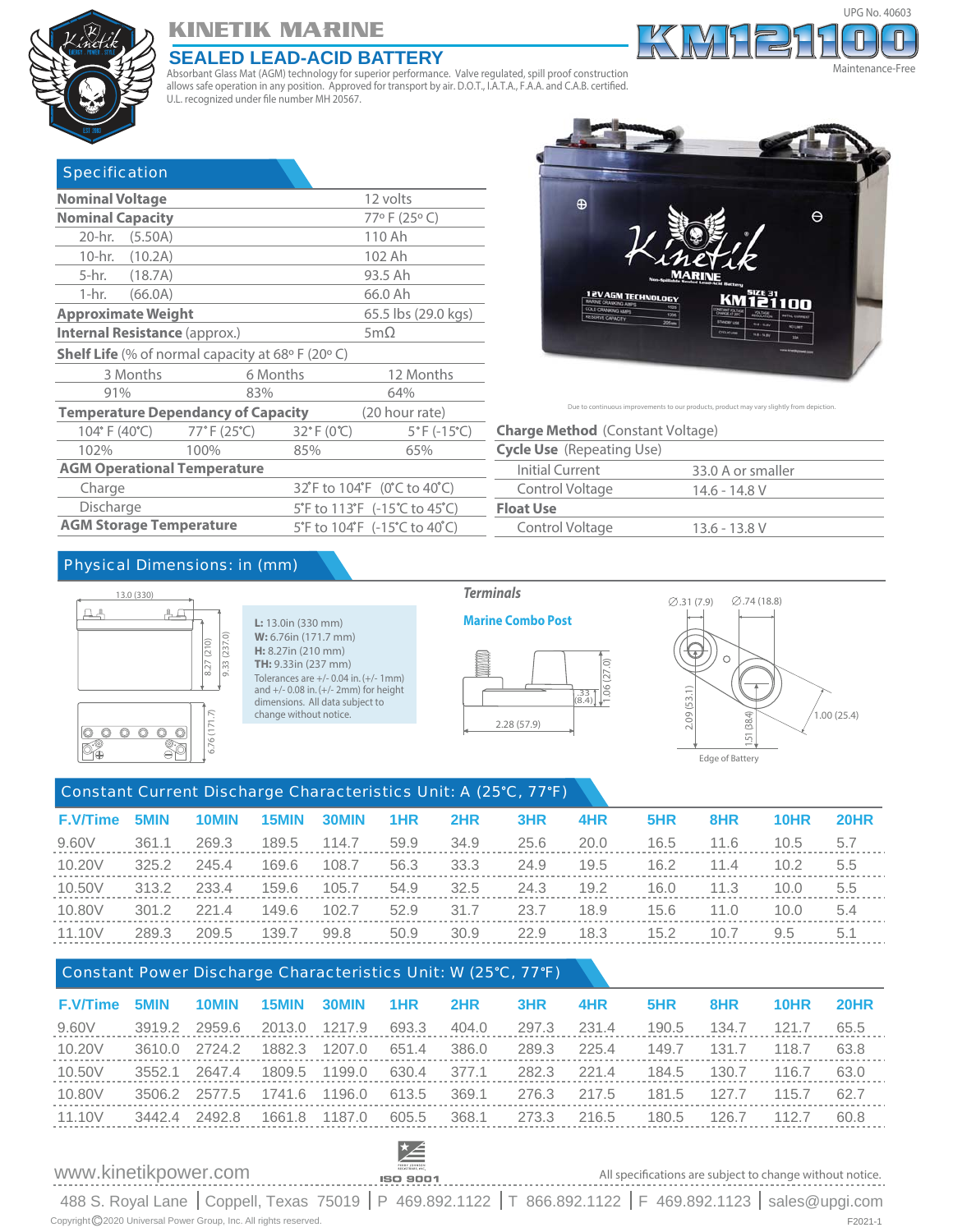UPG No. 40603

# KINETIK MARINE

## SEALED LEAD-ACID BATTERY

# KM121100

Maintenance-Free

Absorbant Glass Mat (AGM) technology for superior performance. Valve regulated, spill proof construction allows safe operation in any position. Approved for transport by air. D.O.T., I.A.T.A., F.A.A. and C.A.B. certified. U.L. recognized under file number MH 20567.

## Specification

| | |
|---|---|
| **Nominal Voltage** | 12 volts |
| **Nominal Capacity** | 77° F (25° C) |
| 20-hr. (5.50A) | 110 Ah |
| 10-hr. (10.2A) | 102 Ah |
| 5-hr. (18.7A) | 93.5 Ah |
| 1-hr. (66.0A) | 66.0 Ah |
| **Approximate Weight** | 65.5 lbs (29.0 kgs) |
| **Internal Resistance** (approx.) | 5mΩ |

**Shelf Life** (% of normal capacity at 68° F (20° C)

| 3 Months | 6 Months | 12 Months |
|---|---|---|
| 91% | 83% | 64% |

**Temperature Dependancy of Capacity** (20 hour rate)

| 104° F (40°C) | 77° F (25°C) | 32° F (0°C) | 5° F (-15°C) |
|---|---|---|---|
| 102% | 100% | 85% | 65% |

**AGM Operational Temperature**

| | |
|---|---|
| Charge | 32°F to 104°F (0°C to 40°C) |
| Discharge | 5°F to 113°F (-15°C to 45°C) |
| **AGM Storage Temperature** | 5°F to 104°F (-15°C to 40°C) |

Due to continuous improvements to our products, product may vary slightly from depiction.

**Charge Method** (Constant Voltage)

| | |
|---|---|
| **Cycle Use** (Repeating Use) | |
| Initial Current | 33.0 A or smaller |
| Control Voltage | 14.6 - 14.8 V |
| **Float Use** | |
| Control Voltage | 13.6 - 13.8 V |

## Physical Dimensions: in (mm)

13.0 (330) · 8.27 (210) · 9.33 (237.0) · 6.76 (171.7)

**L:** 13.0in (330 mm)
**W:** 6.76in (171.7 mm)
**H:** 8.27in (210 mm)
**TH:** 9.33in (237 mm)
Tolerances are +/- 0.04 in. (+/- 1mm) and +/- 0.08 in. (+/- 2mm) for height dimensions. All data subject to change without notice.

### Terminals

**Marine Combo Post**

2.28 (57.9) · .33 (8.4) · 1.06 (27.0) · ∅.31 (7.9) · ∅.74 (18.8) · 2.09 (53.1) · 1.51 (38.4) · 1.00 (25.4)

Edge of Battery

## Constant Current Discharge Characteristics Unit: A (25°C, 77°F)

| F.V/Time | 5MIN | 10MIN | 15MIN | 30MIN | 1HR | 2HR | 3HR | 4HR | 5HR | 8HR | 10HR | 20HR |
|---|---|---|---|---|---|---|---|---|---|---|---|---|
| 9.60V | 361.1 | 269.3 | 189.5 | 114.7 | 59.9 | 34.9 | 25.6 | 20.0 | 16.5 | 11.6 | 10.5 | 5.7 |
| 10.20V | 325.2 | 245.4 | 169.6 | 108.7 | 56.3 | 33.3 | 24.9 | 19.5 | 16.2 | 11.4 | 10.2 | 5.5 |
| 10.50V | 313.2 | 233.4 | 159.6 | 105.7 | 54.9 | 32.5 | 24.3 | 19.2 | 16.0 | 11.3 | 10.0 | 5.5 |
| 10.80V | 301.2 | 221.4 | 149.6 | 102.7 | 52.9 | 31.7 | 23.7 | 18.9 | 15.6 | 11.0 | 10.0 | 5.4 |
| 11.10V | 289.3 | 209.5 | 139.7 | 99.8 | 50.9 | 30.9 | 22.9 | 18.3 | 15.2 | 10.7 | 9.5 | 5.1 |

## Constant Power Discharge Characteristics Unit: W (25°C, 77°F)

| F.V/Time | 5MIN | 10MIN | 15MIN | 30MIN | 1HR | 2HR | 3HR | 4HR | 5HR | 8HR | 10HR | 20HR |
|---|---|---|---|---|---|---|---|---|---|---|---|---|
| 9.60V | 3919.2 | 2959.6 | 2013.0 | 1217.9 | 693.3 | 404.0 | 297.3 | 231.4 | 190.5 | 134.7 | 121.7 | 65.5 |
| 10.20V | 3610.0 | 2724.2 | 1882.3 | 1207.0 | 651.4 | 386.0 | 289.3 | 225.4 | 149.7 | 131.7 | 118.7 | 63.8 |
| 10.50V | 3552.1 | 2647.4 | 1809.5 | 1199.0 | 630.4 | 377.1 | 282.3 | 221.4 | 184.5 | 130.7 | 116.7 | 63.0 |
| 10.80V | 3506.2 | 2577.5 | 1741.6 | 1196.0 | 613.5 | 369.1 | 276.3 | 217.5 | 181.5 | 127.7 | 115.7 | 62.7 |
| 11.10V | 3442.4 | 2492.8 | 1661.8 | 1187.0 | 605.5 | 368.1 | 273.3 | 216.5 | 180.5 | 126.7 | 112.7 | 60.8 |

www.kinetikpower.com | ISO 9001 | All specifications are subject to change without notice.

488 S. Royal Lane | Coppell, Texas 75019 | P 469.892.1122 | T 866.892.1122 | F 469.892.1123 | sales@upgi.com

Copyright © 2020 Universal Power Group, Inc. All rights reserved. F2021-1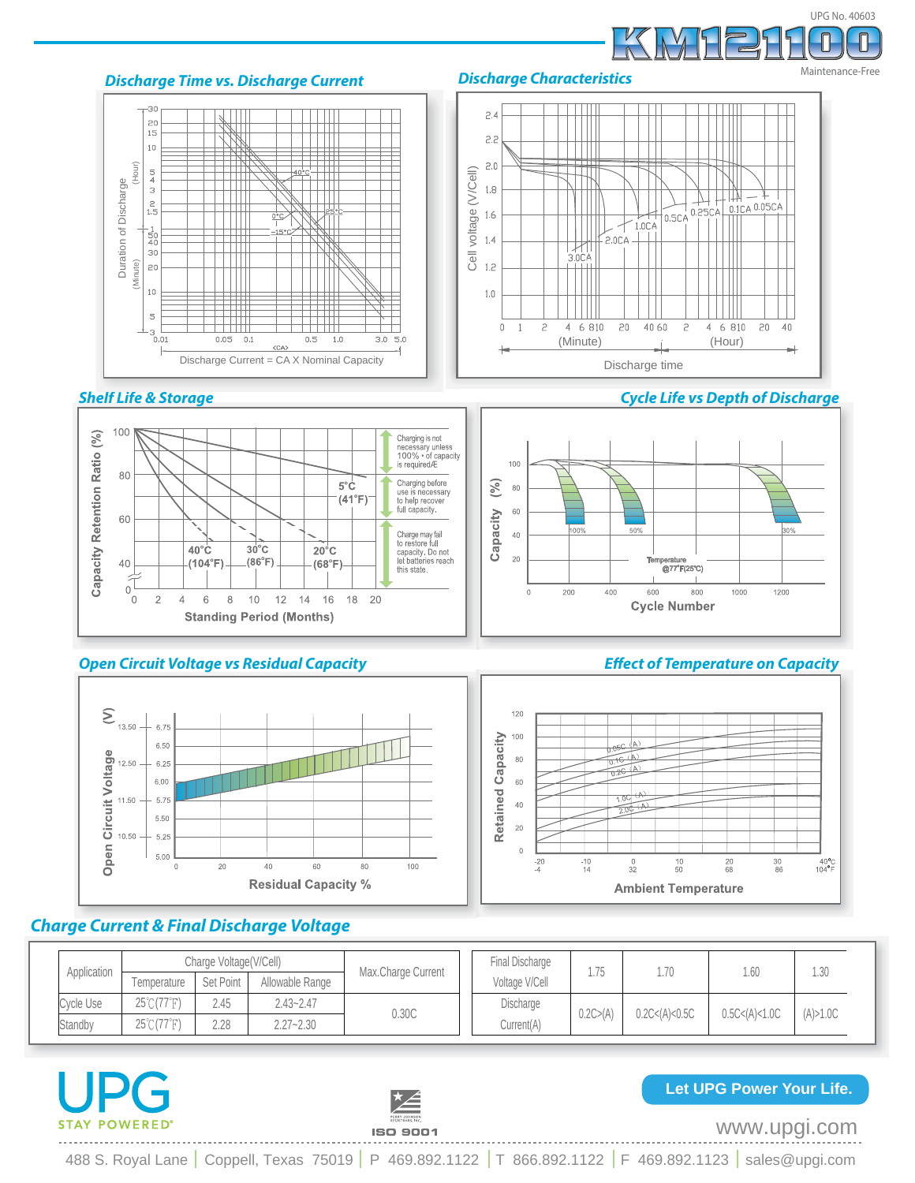UPG No. 40603

# KM12110O

Maintenance-Free

## Discharge Time vs. Discharge Current

Duration of Discharge (Hour) 30 20 15 10 5 4 3 2 1.5 1 (Minute) 50 40 30 20 10 5 3

40°C
25°C
0°C
-15°C

0.01 0.05 0.1 0.5 1.0 3.0 5.0
<CA>
Discharge Current = CA X Nominal Capacity

## Discharge Characteristics

Cell voltage (V/Cell)
2.4 2.2 2.0 1.8 1.6 1.4 1.2 1.0

3.0CA 2.0CA 1.0CA 0.5CA 0.25CA 0.1CA 0.05CA

0 1 2 4 6 8 10 20 40 60 2 4 6 8 10 20 40
(Minute) (Hour)
Discharge time

## Shelf Life & Storage

Capacity Retention Ratio (%)
100 80 60 40 0

5°C (41°F)
40°C (104°F)
30°C (86°F)
20°C (68°F)

Charging is not necessary unless 100% • of capacity is required/E

Charging before use is necessary to help recover full capacity.

Charge may fail to restore full capacity. Do not let batteries reach this state.

0 2 4 6 8 10 12 14 16 18 20
Standing Period (Months)

## Cycle Life vs Depth of Discharge

Capacity (%)
100 80 60 40 20

100% 50% 30%

Temperature @77°F(25°C)

0 200 400 600 800 1000 1200
Cycle Number

## Open Circuit Voltage vs Residual Capacity

Open Circuit Voltage (V)
13.50 12.50 11.50 10.50
6.75 6.50 6.25 6.00 5.75 5.50 5.25 5.00

0 20 40 60 80 100
Residual Capacity %

## Effect of Temperature on Capacity

Retained Capacity
120 100 80 60 40 20 0

0.05C (A)
0.1C (A)
0.2C (A)
1.0C (A)
2.0C (A)

-20 -10 0 10 20 30 40°C
-4 14 32 50 68 86 104°F
Ambient Temperature

## Charge Current & Final Discharge Voltage

| Application | Charge Voltage(V/Cell) | | | Max.Charge Current |
|---|---|---|---|---|
| | Temperature | Set Point | Allowable Range | |
| Cycle Use | 25℃(77℉) | 2.45 | 2.43~2.47 | 0.30C |
| Standby | 25℃(77℉) | 2.28 | 2.27~2.30 | |

| Final Discharge Voltage V/Cell | 1.75 | 1.70 | 1.60 | 1.30 |
|---|---|---|---|---|
| Discharge Current(A) | 0.2C>(A) | 0.2C<(A)<0.5C | 0.5C<(A)<1.0C | (A)>1.0C |

UPG
STAY POWERED®

ISO 9001

Let UPG Power Your Life.

www.upgi.com

488 S. Royal Lane | Coppell, Texas 75019 | P 469.892.1122 | T 866.892.1122 | F 469.892.1123 | sales@upgi.com